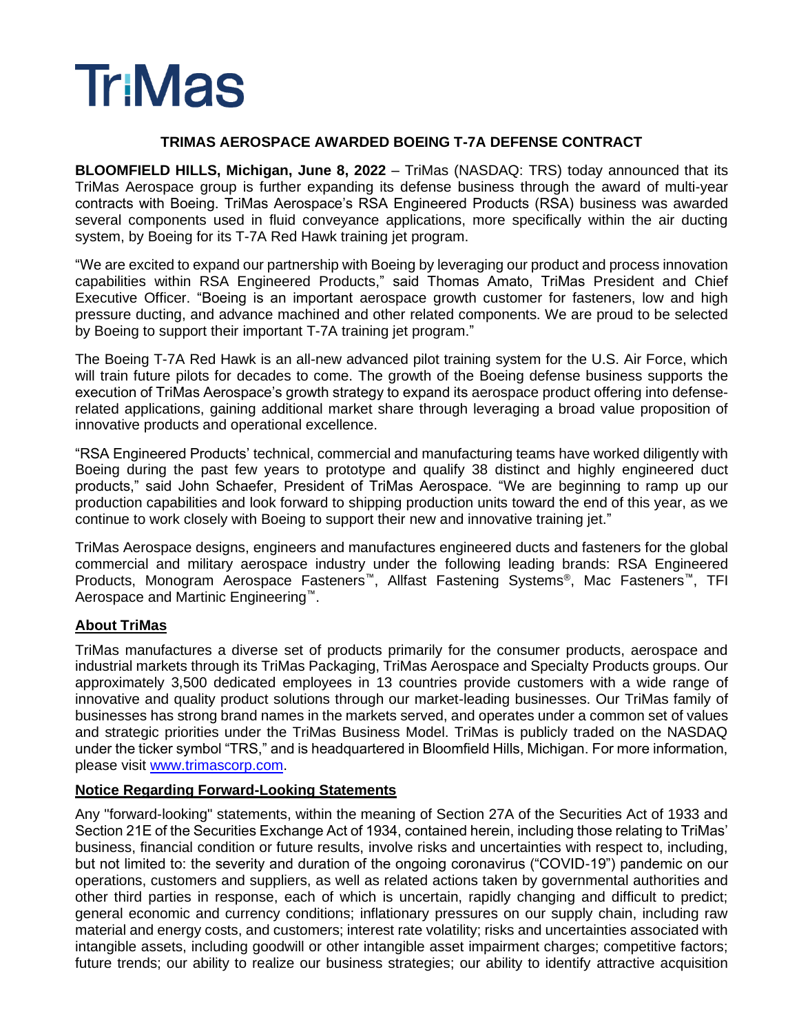# TriMas

## TRIMAS AEROSPACE AWARDED BOEING T-7A DEFENSE CONTRACT

**BLOOMFIELD HILLS, Michigan, June 8, 2022** – TriMas (NASDAQ: TRS) today announced that its TriMas Aerospace group is further expanding its defense business through the award of multi-year contracts with Boeing. TriMas Aerospace's RSA Engineered Products (RSA) business was awarded several components used in fluid conveyance applications, more specifically within the air ducting system, by Boeing for its T-7A Red Hawk training jet program.

"We are excited to expand our partnership with Boeing by leveraging our product and process innovation capabilities within RSA Engineered Products," said Thomas Amato, TriMas President and Chief Executive Officer. "Boeing is an important aerospace growth customer for fasteners, low and high pressure ducting, and advance machined and other related components. We are proud to be selected by Boeing to support their important T-7A training jet program."

The Boeing T-7A Red Hawk is an all-new advanced pilot training system for the U.S. Air Force, which will train future pilots for decades to come. The growth of the Boeing defense business supports the execution of TriMas Aerospace's growth strategy to expand its aerospace product offering into defense-related applications, gaining additional market share through leveraging a broad value proposition of innovative products and operational excellence.

"RSA Engineered Products' technical, commercial and manufacturing teams have worked diligently with Boeing during the past few years to prototype and qualify 38 distinct and highly engineered duct products," said John Schaefer, President of TriMas Aerospace. "We are beginning to ramp up our production capabilities and look forward to shipping production units toward the end of this year, as we continue to work closely with Boeing to support their new and innovative training jet."

TriMas Aerospace designs, engineers and manufactures engineered ducts and fasteners for the global commercial and military aerospace industry under the following leading brands: RSA Engineered Products, Monogram Aerospace Fasteners™, Allfast Fastening Systems®, Mac Fasteners™, TFI Aerospace and Martinic Engineering™.

### About TriMas

TriMas manufactures a diverse set of products primarily for the consumer products, aerospace and industrial markets through its TriMas Packaging, TriMas Aerospace and Specialty Products groups. Our approximately 3,500 dedicated employees in 13 countries provide customers with a wide range of innovative and quality product solutions through our market-leading businesses. Our TriMas family of businesses has strong brand names in the markets served, and operates under a common set of values and strategic priorities under the TriMas Business Model. TriMas is publicly traded on the NASDAQ under the ticker symbol "TRS," and is headquartered in Bloomfield Hills, Michigan. For more information, please visit www.trimascorp.com.

### Notice Regarding Forward-Looking Statements

Any "forward-looking" statements, within the meaning of Section 27A of the Securities Act of 1933 and Section 21E of the Securities Exchange Act of 1934, contained herein, including those relating to TriMas' business, financial condition or future results, involve risks and uncertainties with respect to, including, but not limited to: the severity and duration of the ongoing coronavirus ("COVID-19") pandemic on our operations, customers and suppliers, as well as related actions taken by governmental authorities and other third parties in response, each of which is uncertain, rapidly changing and difficult to predict; general economic and currency conditions; inflationary pressures on our supply chain, including raw material and energy costs, and customers; interest rate volatility; risks and uncertainties associated with intangible assets, including goodwill or other intangible asset impairment charges; competitive factors; future trends; our ability to realize our business strategies; our ability to identify attractive acquisition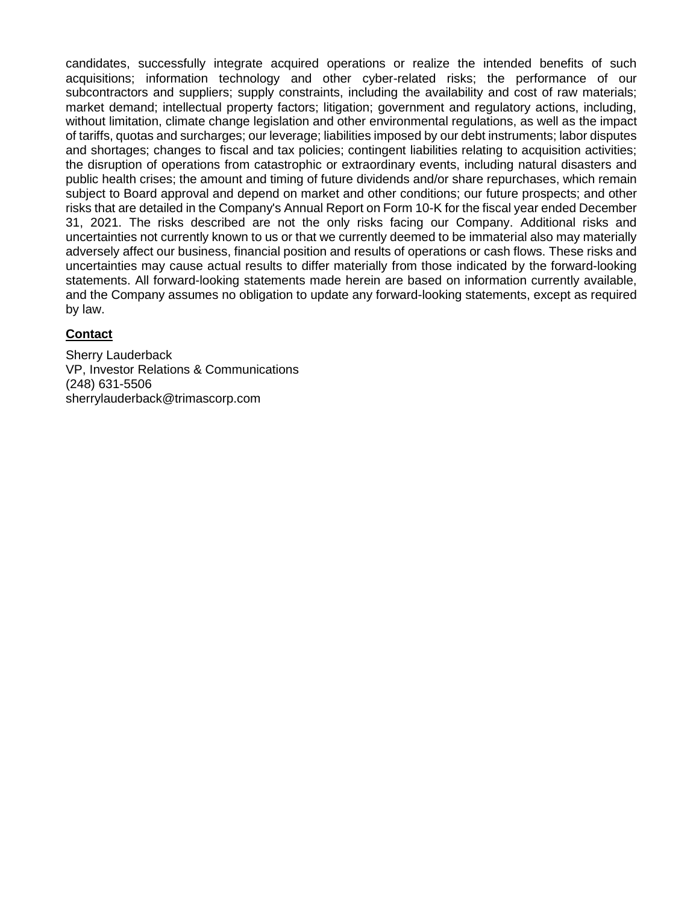candidates, successfully integrate acquired operations or realize the intended benefits of such acquisitions; information technology and other cyber-related risks; the performance of our subcontractors and suppliers; supply constraints, including the availability and cost of raw materials; market demand; intellectual property factors; litigation; government and regulatory actions, including, without limitation, climate change legislation and other environmental regulations, as well as the impact of tariffs, quotas and surcharges; our leverage; liabilities imposed by our debt instruments; labor disputes and shortages; changes to fiscal and tax policies; contingent liabilities relating to acquisition activities; the disruption of operations from catastrophic or extraordinary events, including natural disasters and public health crises; the amount and timing of future dividends and/or share repurchases, which remain subject to Board approval and depend on market and other conditions; our future prospects; and other risks that are detailed in the Company's Annual Report on Form 10-K for the fiscal year ended December 31, 2021. The risks described are not the only risks facing our Company. Additional risks and uncertainties not currently known to us or that we currently deemed to be immaterial also may materially adversely affect our business, financial position and results of operations or cash flows. These risks and uncertainties may cause actual results to differ materially from those indicated by the forward-looking statements. All forward-looking statements made herein are based on information currently available, and the Company assumes no obligation to update any forward-looking statements, except as required by law.

**Contact**

Sherry Lauderback
VP, Investor Relations & Communications
(248) 631-5506
sherrylauderback@trimascorp.com